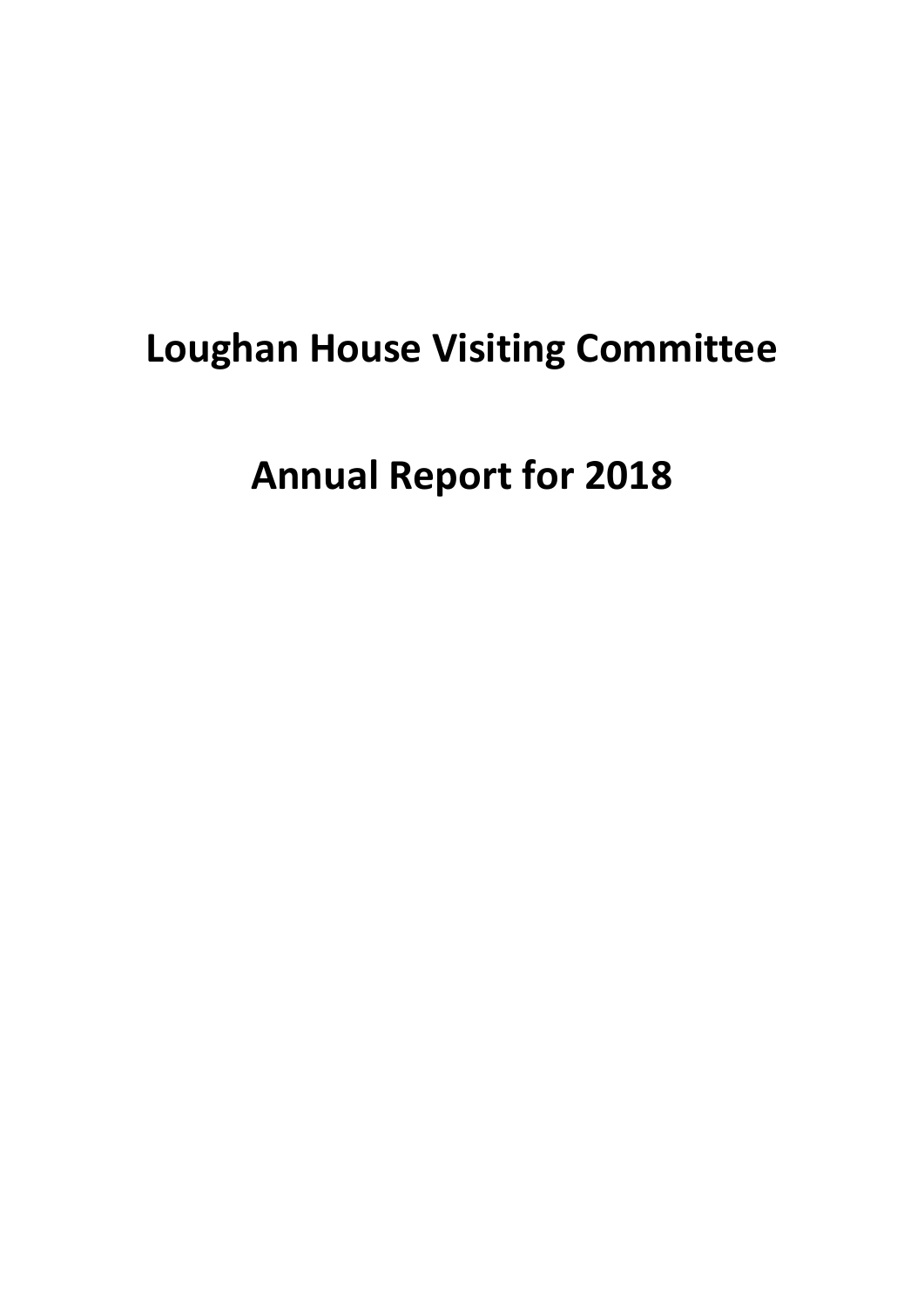# Loughan House Visiting Committee

# Annual Report for 2018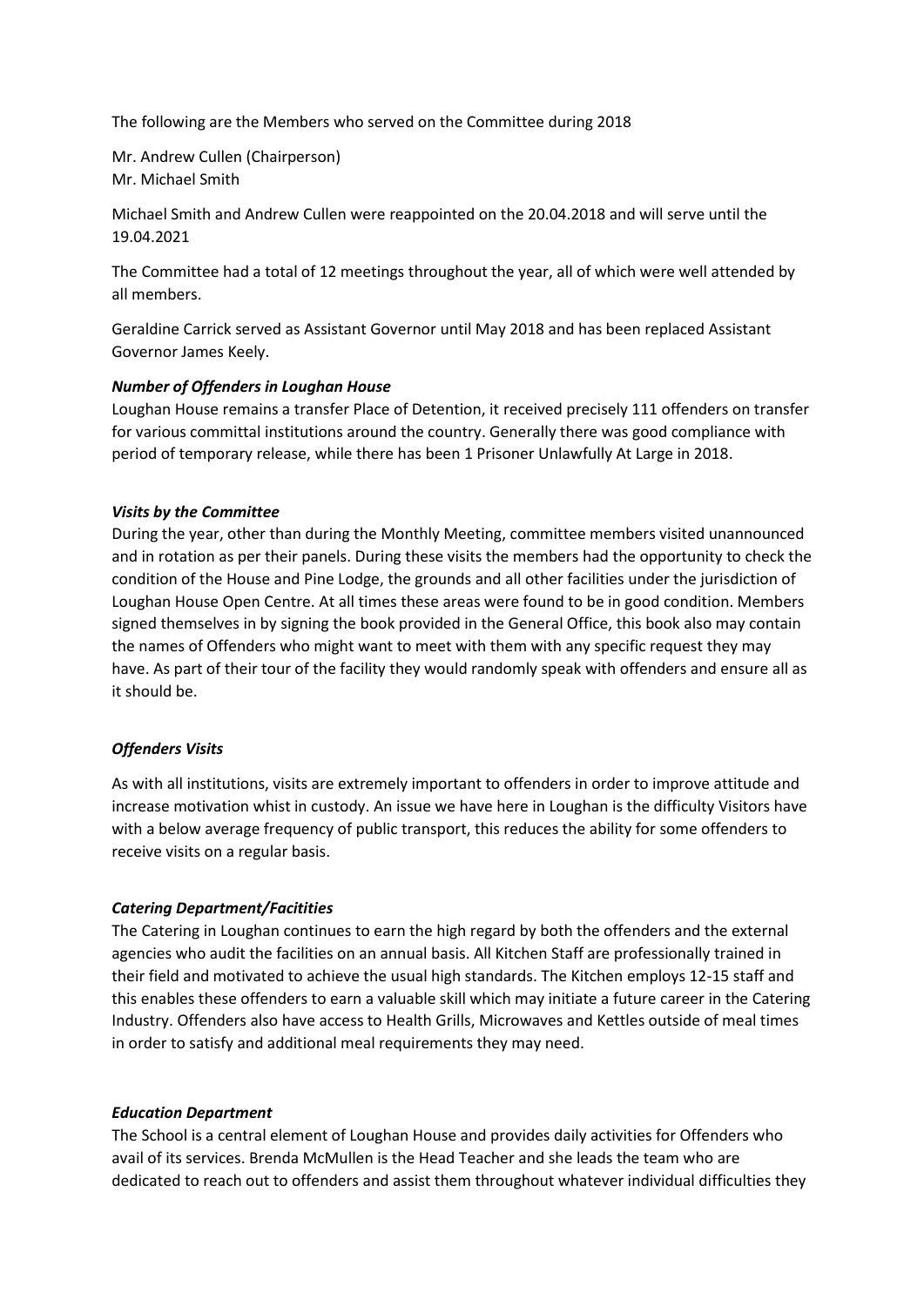The following are the Members who served on the Committee during 2018

Mr. Andrew Cullen (Chairperson)
Mr. Michael Smith

Michael Smith and Andrew Cullen were reappointed on the 20.04.2018 and will serve until the 19.04.2021

The Committee had a total of 12 meetings throughout the year, all of which were well attended by all members.

Geraldine Carrick served as Assistant Governor until May 2018 and has been replaced Assistant Governor James Keely.

***Number of Offenders in Loughan House***

Loughan House remains a transfer Place of Detention, it received precisely 111 offenders on transfer for various committal institutions around the country. Generally there was good compliance with period of temporary release, while there has been 1 Prisoner Unlawfully At Large in 2018.

***Visits by the Committee***

During the year, other than during the Monthly Meeting, committee members visited unannounced and in rotation as per their panels. During these visits the members had the opportunity to check the condition of the House and Pine Lodge, the grounds and all other facilities under the jurisdiction of Loughan House Open Centre. At all times these areas were found to be in good condition. Members signed themselves in by signing the book provided in the General Office, this book also may contain the names of Offenders who might want to meet with them with any specific request they may have. As part of their tour of the facility they would randomly speak with offenders and ensure all as it should be.

***Offenders Visits***

As with all institutions, visits are extremely important to offenders in order to improve attitude and increase motivation whist in custody. An issue we have here in Loughan is the difficulty Visitors have with a below average frequency of public transport, this reduces the ability for some offenders to receive visits on a regular basis.

***Catering Department/Facitities***

The Catering in Loughan continues to earn the high regard by both the offenders and the external agencies who audit the facilities on an annual basis. All Kitchen Staff are professionally trained in their field and motivated to achieve the usual high standards. The Kitchen employs 12-15 staff and this enables these offenders to earn a valuable skill which may initiate a future career in the Catering Industry. Offenders also have access to Health Grills, Microwaves and Kettles outside of meal times in order to satisfy and additional meal requirements they may need.

***Education Department***

The School is a central element of Loughan House and provides daily activities for Offenders who avail of its services. Brenda McMullen is the Head Teacher and she leads the team who are dedicated to reach out to offenders and assist them throughout whatever individual difficulties they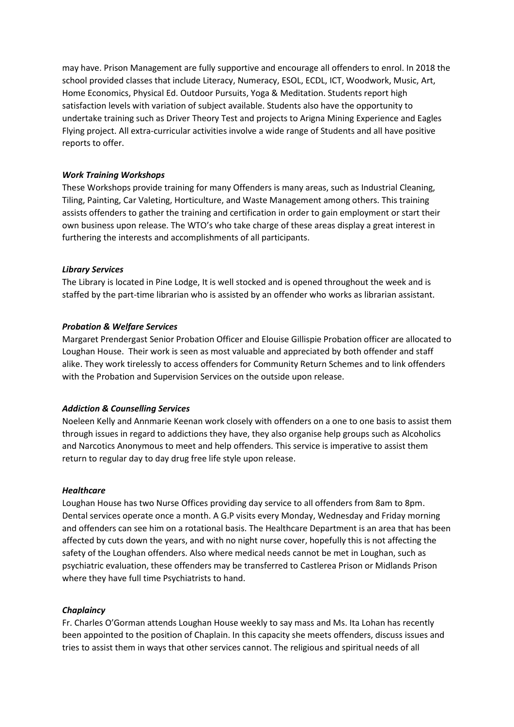may have. Prison Management are fully supportive and encourage all offenders to enrol. In 2018 the school provided classes that include Literacy, Numeracy, ESOL, ECDL, ICT, Woodwork, Music, Art, Home Economics, Physical Ed. Outdoor Pursuits, Yoga & Meditation. Students report high satisfaction levels with variation of subject available. Students also have the opportunity to undertake training such as Driver Theory Test and projects to Arigna Mining Experience and Eagles Flying project. All extra-curricular activities involve a wide range of Students and all have positive reports to offer.

***Work Training Workshops***

These Workshops provide training for many Offenders is many areas, such as Industrial Cleaning, Tiling, Painting, Car Valeting, Horticulture, and Waste Management among others. This training assists offenders to gather the training and certification in order to gain employment or start their own business upon release. The WTO's who take charge of these areas display a great interest in furthering the interests and accomplishments of all participants.

***Library Services***

The Library is located in Pine Lodge, It is well stocked and is opened throughout the week and is staffed by the part-time librarian who is assisted by an offender who works as librarian assistant.

***Probation & Welfare Services***

Margaret Prendergast Senior Probation Officer and Elouise Gillispie Probation officer are allocated to Loughan House. Their work is seen as most valuable and appreciated by both offender and staff alike. They work tirelessly to access offenders for Community Return Schemes and to link offenders with the Probation and Supervision Services on the outside upon release.

***Addiction & Counselling Services***

Noeleen Kelly and Annmarie Keenan work closely with offenders on a one to one basis to assist them through issues in regard to addictions they have, they also organise help groups such as Alcoholics and Narcotics Anonymous to meet and help offenders. This service is imperative to assist them return to regular day to day drug free life style upon release.

***Healthcare***

Loughan House has two Nurse Offices providing day service to all offenders from 8am to 8pm. Dental services operate once a month. A G.P visits every Monday, Wednesday and Friday morning and offenders can see him on a rotational basis. The Healthcare Department is an area that has been affected by cuts down the years, and with no night nurse cover, hopefully this is not affecting the safety of the Loughan offenders. Also where medical needs cannot be met in Loughan, such as psychiatric evaluation, these offenders may be transferred to Castlerea Prison or Midlands Prison where they have full time Psychiatrists to hand.

***Chaplaincy***

Fr. Charles O'Gorman attends Loughan House weekly to say mass and Ms. Ita Lohan has recently been appointed to the position of Chaplain. In this capacity she meets offenders, discuss issues and tries to assist them in ways that other services cannot. The religious and spiritual needs of all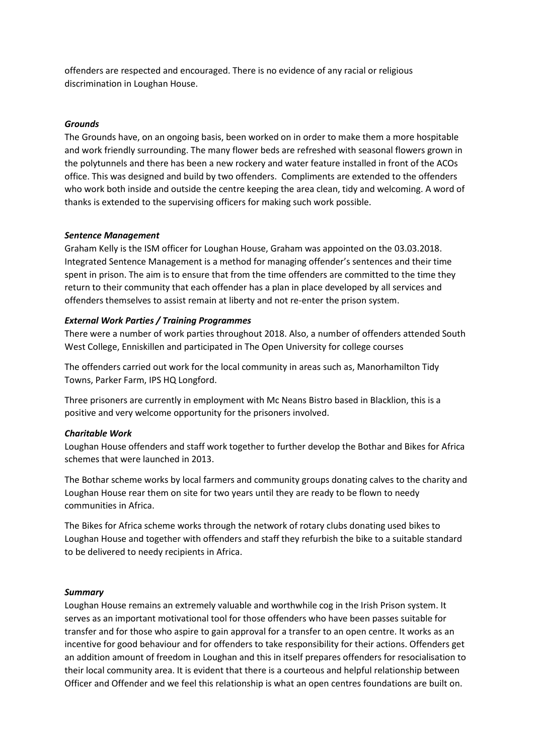offenders are respected and encouraged. There is no evidence of any racial or religious discrimination in Loughan House.

### *Grounds*

The Grounds have, on an ongoing basis, been worked on in order to make them a more hospitable and work friendly surrounding. The many flower beds are refreshed with seasonal flowers grown in the polytunnels and there has been a new rockery and water feature installed in front of the ACOs office. This was designed and build by two offenders. Compliments are extended to the offenders who work both inside and outside the centre keeping the area clean, tidy and welcoming. A word of thanks is extended to the supervising officers for making such work possible.

### *Sentence Management*

Graham Kelly is the ISM officer for Loughan House, Graham was appointed on the 03.03.2018. Integrated Sentence Management is a method for managing offender's sentences and their time spent in prison. The aim is to ensure that from the time offenders are committed to the time they return to their community that each offender has a plan in place developed by all services and offenders themselves to assist remain at liberty and not re-enter the prison system.

### *External Work Parties / Training Programmes*

There were a number of work parties throughout 2018. Also, a number of offenders attended South West College, Enniskillen and participated in The Open University for college courses

The offenders carried out work for the local community in areas such as, Manorhamilton Tidy Towns, Parker Farm, IPS HQ Longford.

Three prisoners are currently in employment with Mc Neans Bistro based in Blacklion, this is a positive and very welcome opportunity for the prisoners involved.

### *Charitable Work*

Loughan House offenders and staff work together to further develop the Bothar and Bikes for Africa schemes that were launched in 2013.

The Bothar scheme works by local farmers and community groups donating calves to the charity and Loughan House rear them on site for two years until they are ready to be flown to needy communities in Africa.

The Bikes for Africa scheme works through the network of rotary clubs donating used bikes to Loughan House and together with offenders and staff they refurbish the bike to a suitable standard to be delivered to needy recipients in Africa.

### *Summary*

Loughan House remains an extremely valuable and worthwhile cog in the Irish Prison system. It serves as an important motivational tool for those offenders who have been passes suitable for transfer and for those who aspire to gain approval for a transfer to an open centre. It works as an incentive for good behaviour and for offenders to take responsibility for their actions. Offenders get an addition amount of freedom in Loughan and this in itself prepares offenders for resocialisation to their local community area. It is evident that there is a courteous and helpful relationship between Officer and Offender and we feel this relationship is what an open centres foundations are built on.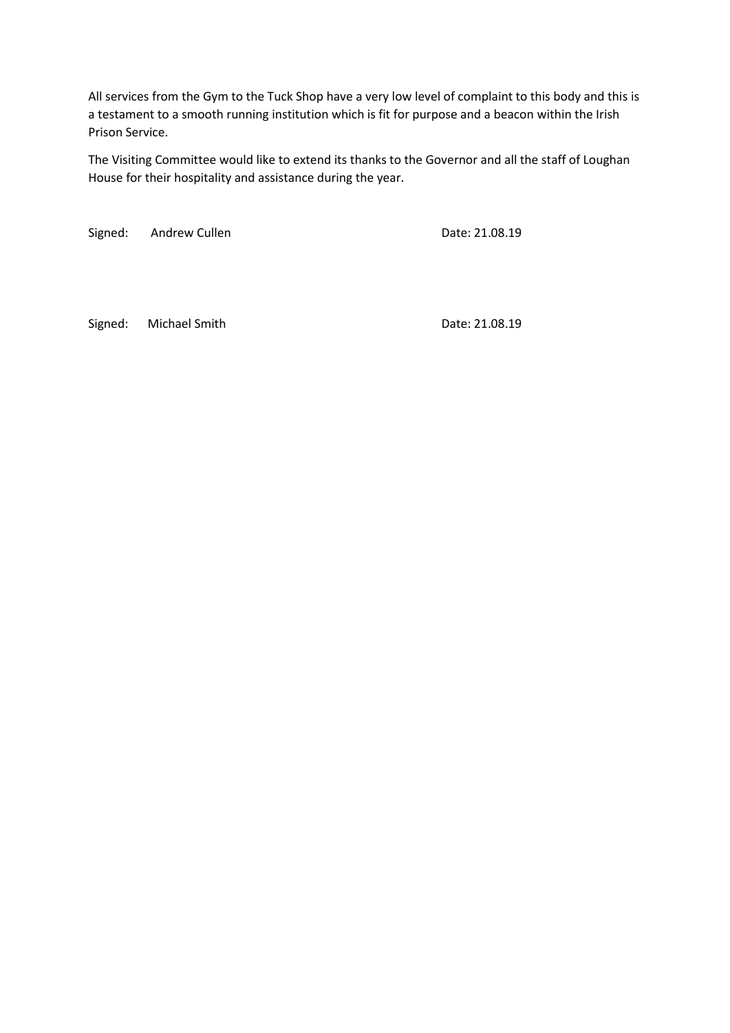All services from the Gym to the Tuck Shop have a very low level of complaint to this body and this is a testament to a smooth running institution which is fit for purpose and a beacon within the Irish Prison Service.

The Visiting Committee would like to extend its thanks to the Governor and all the staff of Loughan House for their hospitality and assistance during the year.

Signed: Andrew Cullen Date: 21.08.19

Signed: Michael Smith Date: 21.08.19